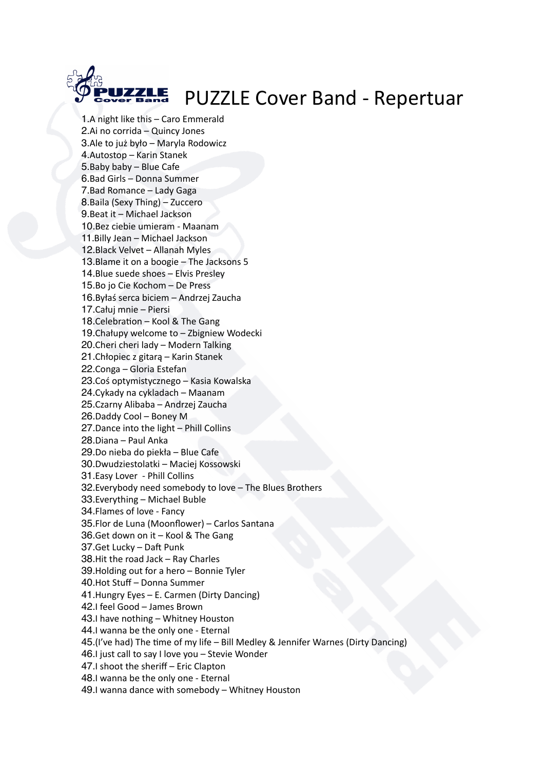# PUZZLE Cover Band - Repertuar

1. A night like this – Caro Emmerald
2. Ai no corrida – Quincy Jones
3. Ale to już było – Maryla Rodowicz
4. Autostop – Karin Stanek
5. Baby baby – Blue Cafe
6. Bad Girls – Donna Summer
7. Bad Romance – Lady Gaga
8. Baila (Sexy Thing) – Zuccero
9. Beat it – Michael Jackson
10. Bez ciebie umieram - Maanam
11. Billy Jean – Michael Jackson
12. Black Velvet – Allanah Myles
13. Blame it on a boogie – The Jacksons 5
14. Blue suede shoes – Elvis Presley
15. Bo jo Cie Kochom – De Press
16. Byłaś serca biciem – Andrzej Zaucha
17. Całuj mnie – Piersi
18. Celebration – Kool & The Gang
19. Chałupy welcome to – Zbigniew Wodecki
20. Cheri cheri lady – Modern Talking
21. Chłopiec z gitarą – Karin Stanek
22. Conga – Gloria Estefan
23. Coś optymistycznego – Kasia Kowalska
24. Cykady na cykladach – Maanam
25. Czarny Alibaba – Andrzej Zaucha
26. Daddy Cool – Boney M
27. Dance into the light – Phill Collins
28. Diana – Paul Anka
29. Do nieba do piekła – Blue Cafe
30. Dwudziestolatki – Maciej Kossowski
31. Easy Lover - Phill Collins
32. Everybody need somebody to love – The Blues Brothers
33. Everything – Michael Buble
34. Flames of love - Fancy
35. Flor de Luna (Moonflower) – Carlos Santana
36. Get down on it – Kool & The Gang
37. Get Lucky – Daft Punk
38. Hit the road Jack – Ray Charles
39. Holding out for a hero – Bonnie Tyler
40. Hot Stuff – Donna Summer
41. Hungry Eyes – E. Carmen (Dirty Dancing)
42. I feel Good – James Brown
43. I have nothing – Whitney Houston
44. I wanna be the only one - Eternal
45. (I've had) The time of my life – Bill Medley & Jennifer Warnes (Dirty Dancing)
46. I just call to say I love you – Stevie Wonder
47. I shoot the sheriff – Eric Clapton
48. I wanna be the only one - Eternal
49. I wanna dance with somebody – Whitney Houston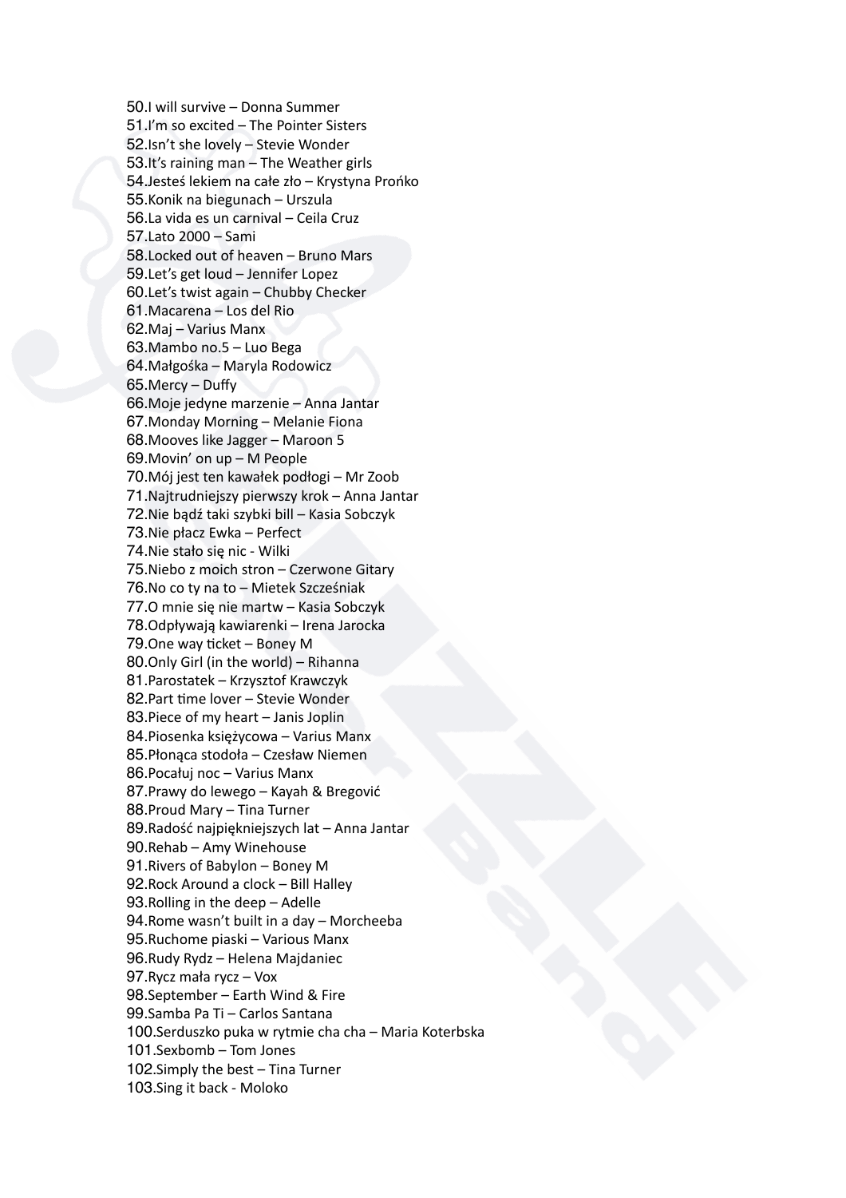50.I will survive – Donna Summer
51.I'm so excited – The Pointer Sisters
52.Isn't she lovely – Stevie Wonder
53.It's raining man – The Weather girls
54.Jesteś lekiem na całe zło – Krystyna Prońko
55.Konik na biegunach – Urszula
56.La vida es un carnival – Ceila Cruz
57.Lato 2000 – Sami
58.Locked out of heaven – Bruno Mars
59.Let's get loud – Jennifer Lopez
60.Let's twist again – Chubby Checker
61.Macarena – Los del Rio
62.Maj – Varius Manx
63.Mambo no.5 – Luo Bega
64.Małgośka – Maryla Rodowicz
65.Mercy – Duffy
66.Moje jedyne marzenie – Anna Jantar
67.Monday Morning – Melanie Fiona
68.Mooves like Jagger – Maroon 5
69.Movin' on up – M People
70.Mój jest ten kawałek podłogi – Mr Zoob
71.Najtrudniejszy pierwszy krok – Anna Jantar
72.Nie bądź taki szybki bill – Kasia Sobczyk
73.Nie płacz Ewka – Perfect
74.Nie stało się nic - Wilki
75.Niebo z moich stron – Czerwone Gitary
76.No co ty na to – Mietek Szcześniak
77.O mnie się nie martw – Kasia Sobczyk
78.Odpływają kawiarenki – Irena Jarocka
79.One way ticket – Boney M
80.Only Girl (in the world) – Rihanna
81.Parostatek – Krzysztof Krawczyk
82.Part time lover – Stevie Wonder
83.Piece of my heart – Janis Joplin
84.Piosenka księżycowa – Varius Manx
85.Płonąca stodoła – Czesław Niemen
86.Pocałuj noc – Varius Manx
87.Prawy do lewego – Kayah & Bregović
88.Proud Mary – Tina Turner
89.Radość najpiękniejszych lat – Anna Jantar
90.Rehab – Amy Winehouse
91.Rivers of Babylon – Boney M
92.Rock Around a clock – Bill Halley
93.Rolling in the deep – Adelle
94.Rome wasn't built in a day – Morcheeba
95.Ruchome piaski – Various Manx
96.Rudy Rydz – Helena Majdaniec
97.Rycz mała rycz – Vox
98.September – Earth Wind & Fire
99.Samba Pa Ti – Carlos Santana
100.Serduszko puka w rytmie cha cha – Maria Koterbska
101.Sexbomb – Tom Jones
102.Simply the best – Tina Turner
103.Sing it back - Moloko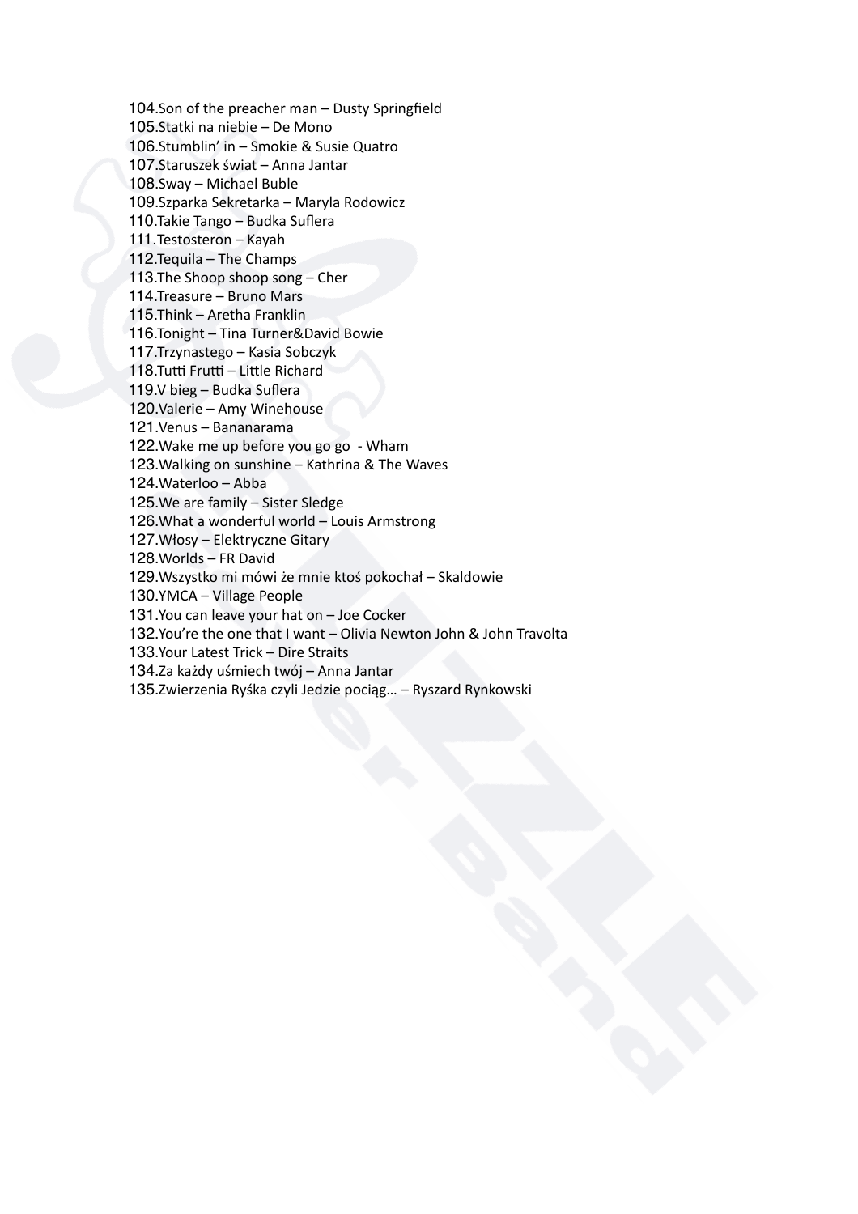104.Son of the preacher man – Dusty Springfield
105.Statki na niebie – De Mono
106.Stumblin' in – Smokie & Susie Quatro
107.Staruszek świat – Anna Jantar
108.Sway – Michael Buble
109.Szparka Sekretarka – Maryla Rodowicz
110.Takie Tango – Budka Suflera
111.Testosteron – Kayah
112.Tequila – The Champs
113.The Shoop shoop song – Cher
114.Treasure – Bruno Mars
115.Think – Aretha Franklin
116.Tonight – Tina Turner&David Bowie
117.Trzynastego – Kasia Sobczyk
118.Tutti Frutti – Little Richard
119.V bieg – Budka Suflera
120.Valerie – Amy Winehouse
121.Venus – Bananarama
122.Wake me up before you go go - Wham
123.Walking on sunshine – Kathrina & The Waves
124.Waterloo – Abba
125.We are family – Sister Sledge
126.What a wonderful world – Louis Armstrong
127.Włosy – Elektryczne Gitary
128.Worlds – FR David
129.Wszystko mi mówi że mnie ktoś pokochał – Skaldowie
130.YMCA – Village People
131.You can leave your hat on – Joe Cocker
132.You're the one that I want – Olivia Newton John & John Travolta
133.Your Latest Trick – Dire Straits
134.Za każdy uśmiech twój – Anna Jantar
135.Zwierzenia Ryśka czyli Jedzie pociąg… – Ryszard Rynkowski